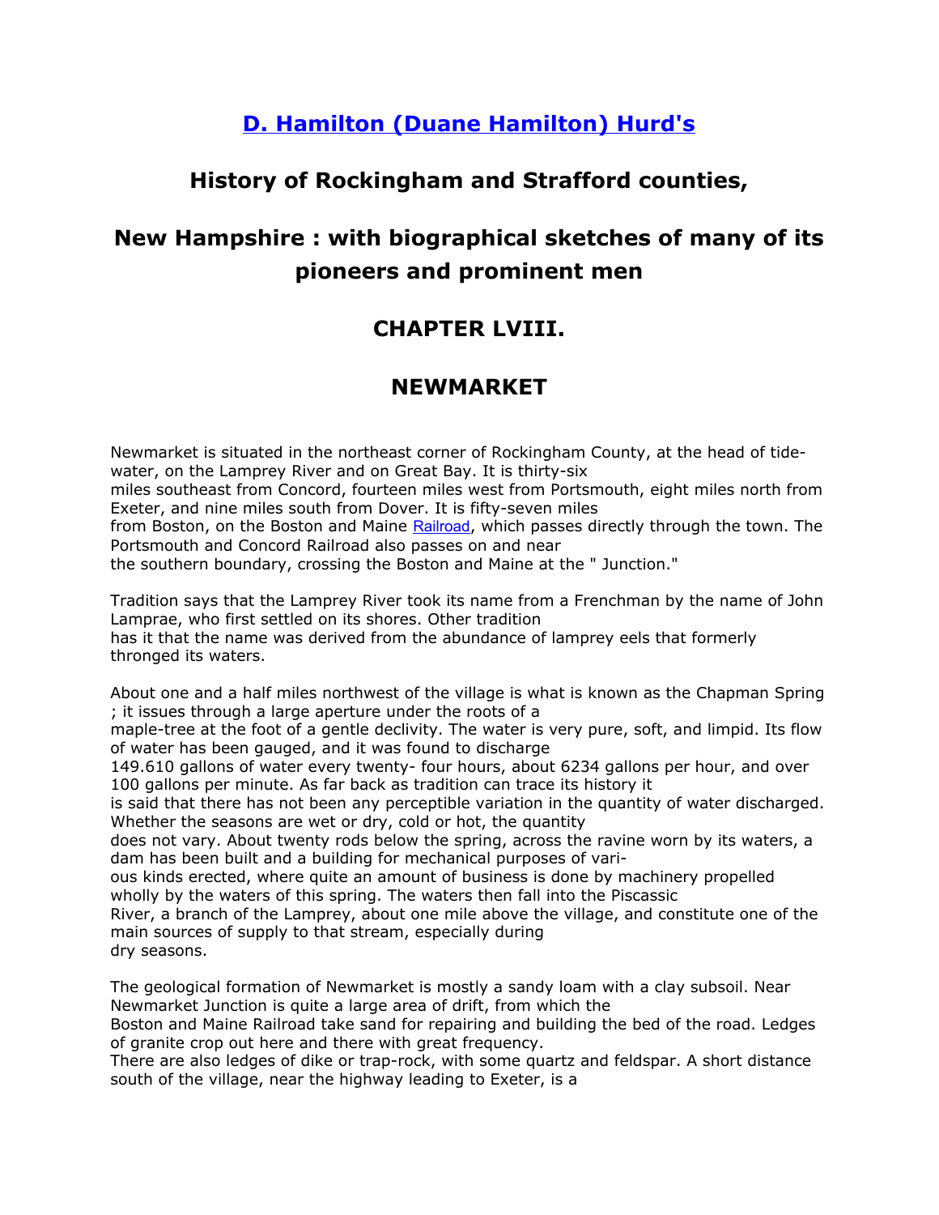# [D. Hamilton (Duane Hamilton) Hurd's](#)

## History of Rockingham and Strafford counties,

## New Hampshire : with biographical sketches of many of its pioneers and prominent men

## CHAPTER LVIII.

## NEWMARKET

Newmarket is situated in the northeast corner of Rockingham County, at the head of tide-water, on the Lamprey River and on Great Bay. It is thirty-six miles southeast from Concord, fourteen miles west from Portsmouth, eight miles north from Exeter, and nine miles south from Dover. It is fifty-seven miles from Boston, on the Boston and Maine [Railroad](#), which passes directly through the town. The Portsmouth and Concord Railroad also passes on and near the southern boundary, crossing the Boston and Maine at the " Junction."

Tradition says that the Lamprey River took its name from a Frenchman by the name of John Lamprae, who first settled on its shores. Other tradition has it that the name was derived from the abundance of lamprey eels that formerly thronged its waters.

About one and a half miles northwest of the village is what is known as the Chapman Spring ; it issues through a large aperture under the roots of a maple-tree at the foot of a gentle declivity. The water is very pure, soft, and limpid. Its flow of water has been gauged, and it was found to discharge 149.610 gallons of water every twenty- four hours, about 6234 gallons per hour, and over 100 gallons per minute. As far back as tradition can trace its history it is said that there has not been any perceptible variation in the quantity of water discharged. Whether the seasons are wet or dry, cold or hot, the quantity does not vary. About twenty rods below the spring, across the ravine worn by its waters, a dam has been built and a building for mechanical purposes of various kinds erected, where quite an amount of business is done by machinery propelled wholly by the waters of this spring. The waters then fall into the Piscassic River, a branch of the Lamprey, about one mile above the village, and constitute one of the main sources of supply to that stream, especially during dry seasons.

The geological formation of Newmarket is mostly a sandy loam with a clay subsoil. Near Newmarket Junction is quite a large area of drift, from which the Boston and Maine Railroad take sand for repairing and building the bed of the road. Ledges of granite crop out here and there with great frequency.
There are also ledges of dike or trap-rock, with some quartz and feldspar. A short distance south of the village, near the highway leading to Exeter, is a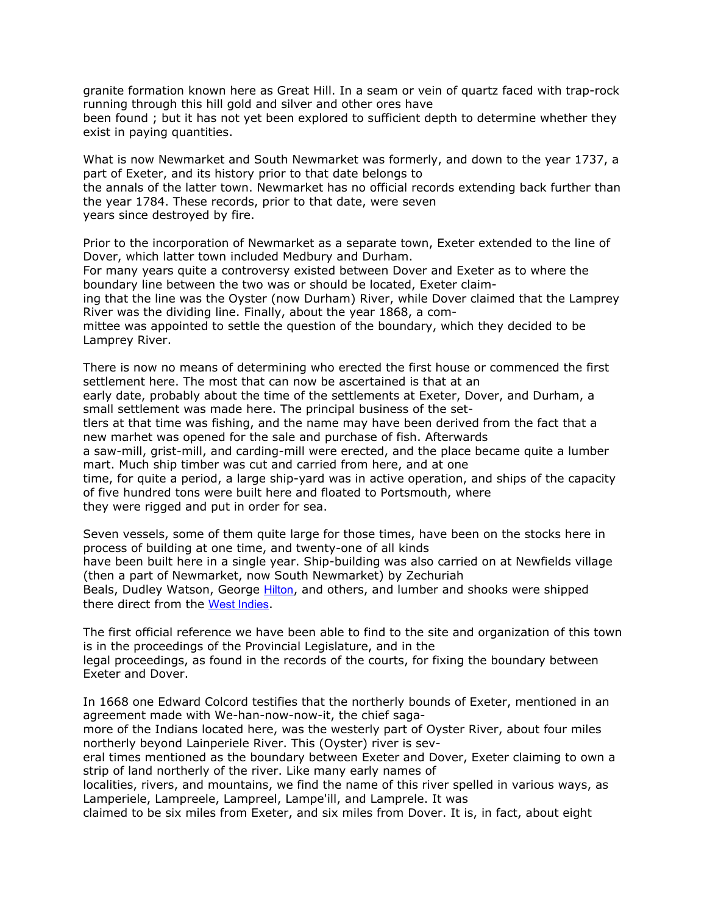granite formation known here as Great Hill. In a seam or vein of quartz faced with trap-rock running through this hill gold and silver and other ores have been found ; but it has not yet been explored to sufficient depth to determine whether they exist in paying quantities.

What is now Newmarket and South Newmarket was formerly, and down to the year 1737, a part of Exeter, and its history prior to that date belongs to the annals of the latter town. Newmarket has no official records extending back further than the year 1784. These records, prior to that date, were seven years since destroyed by fire.

Prior to the incorporation of Newmarket as a separate town, Exeter extended to the line of Dover, which latter town included Medbury and Durham. For many years quite a controversy existed between Dover and Exeter as to where the boundary line between the two was or should be located, Exeter claiming that the line was the Oyster (now Durham) River, while Dover claimed that the Lamprey River was the dividing line. Finally, about the year 1868, a committee was appointed to settle the question of the boundary, which they decided to be Lamprey River.

There is now no means of determining who erected the first house or commenced the first settlement here. The most that can now be ascertained is that at an early date, probably about the time of the settlements at Exeter, Dover, and Durham, a small settlement was made here. The principal business of the settlers at that time was fishing, and the name may have been derived from the fact that a new marhet was opened for the sale and purchase of fish. Afterwards a saw-mill, grist-mill, and carding-mill were erected, and the place became quite a lumber mart. Much ship timber was cut and carried from here, and at one time, for quite a period, a large ship-yard was in active operation, and ships of the capacity of five hundred tons were built here and floated to Portsmouth, where they were rigged and put in order for sea.

Seven vessels, some of them quite large for those times, have been on the stocks here in process of building at one time, and twenty-one of all kinds have been built here in a single year. Ship-building was also carried on at Newfields village (then a part of Newmarket, now South Newmarket) by Zechuriah Beals, Dudley Watson, George Hilton, and others, and lumber and shooks were shipped there direct from the West Indies.

The first official reference we have been able to find to the site and organization of this town is in the proceedings of the Provincial Legislature, and in the legal proceedings, as found in the records of the courts, for fixing the boundary between Exeter and Dover.

In 1668 one Edward Colcord testifies that the northerly bounds of Exeter, mentioned in an agreement made with We-han-now-now-it, the chief sagamore of the Indians located here, was the westerly part of Oyster River, about four miles northerly beyond Lainperiele River. This (Oyster) river is several times mentioned as the boundary between Exeter and Dover, Exeter claiming to own a strip of land northerly of the river. Like many early names of localities, rivers, and mountains, we find the name of this river spelled in various ways, as Lamperiele, Lampreele, Lampreel, Lampe'ill, and Lamprele. It was claimed to be six miles from Exeter, and six miles from Dover. It is, in fact, about eight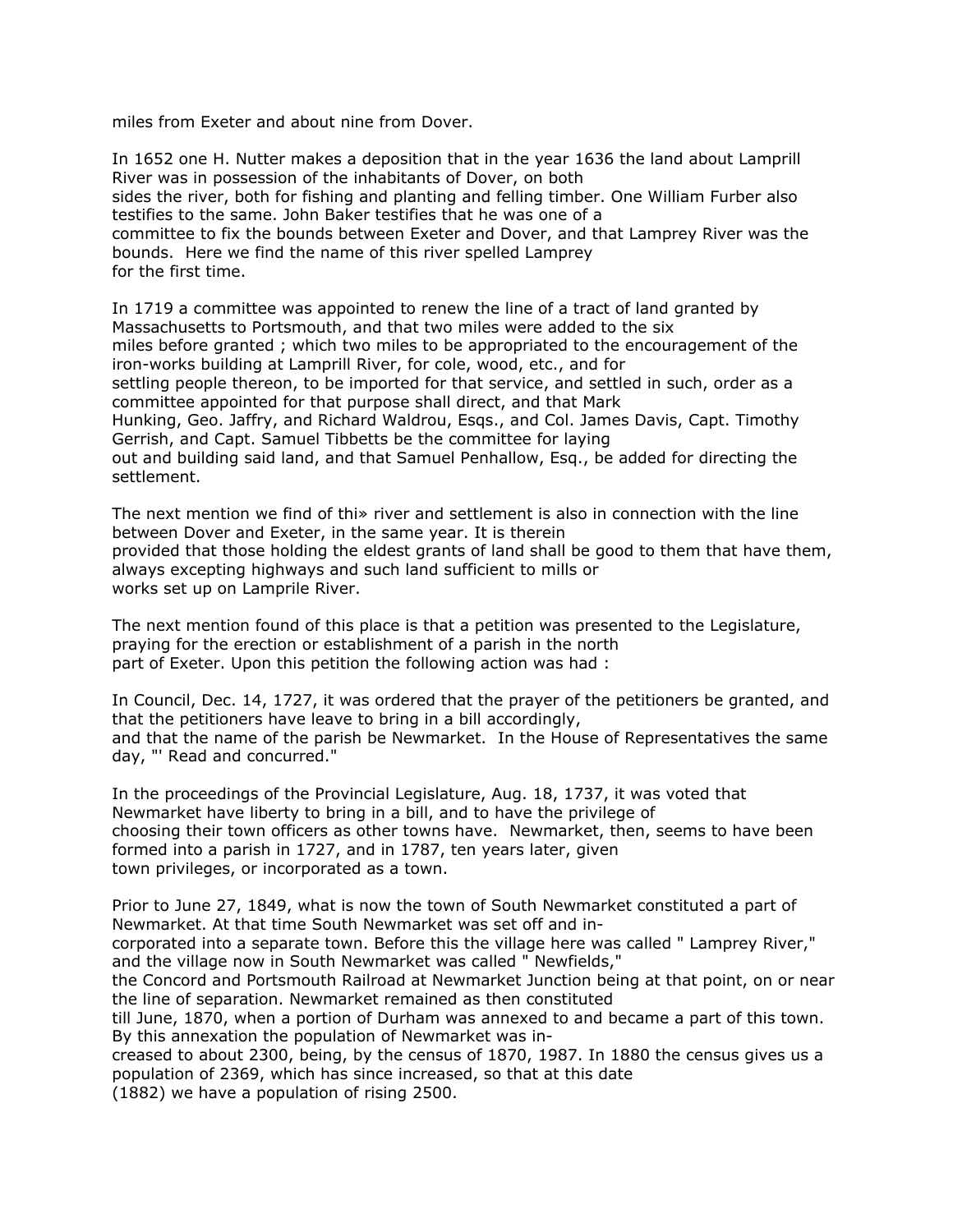miles from Exeter and about nine from Dover.

In 1652 one H. Nutter makes a deposition that in the year 1636 the land about Lamprill River was in possession of the inhabitants of Dover, on both sides the river, both for fishing and planting and felling timber. One William Furber also testifies to the same. John Baker testifies that he was one of a committee to fix the bounds between Exeter and Dover, and that Lamprey River was the bounds. Here we find the name of this river spelled Lamprey for the first time.

In 1719 a committee was appointed to renew the line of a tract of land granted by Massachusetts to Portsmouth, and that two miles were added to the six miles before granted ; which two miles to be appropriated to the encouragement of the iron-works building at Lamprill River, for cole, wood, etc., and for settling people thereon, to be imported for that service, and settled in such, order as a committee appointed for that purpose shall direct, and that Mark Hunking, Geo. Jaffry, and Richard Waldrou, Esqs., and Col. James Davis, Capt. Timothy Gerrish, and Capt. Samuel Tibbetts be the committee for laying out and building said land, and that Samuel Penhallow, Esq., be added for directing the settlement.

The next mention we find of thi» river and settlement is also in connection with the line between Dover and Exeter, in the same year. It is therein provided that those holding the eldest grants of land shall be good to them that have them, always excepting highways and such land sufficient to mills or works set up on Lamprile River.

The next mention found of this place is that a petition was presented to the Legislature, praying for the erection or establishment of a parish in the north part of Exeter. Upon this petition the following action was had :

In Council, Dec. 14, 1727, it was ordered that the prayer of the petitioners be granted, and that the petitioners have leave to bring in a bill accordingly, and that the name of the parish be Newmarket. In the House of Representatives the same day, "' Read and concurred."

In the proceedings of the Provincial Legislature, Aug. 18, 1737, it was voted that Newmarket have liberty to bring in a bill, and to have the privilege of choosing their town officers as other towns have. Newmarket, then, seems to have been formed into a parish in 1727, and in 1787, ten years later, given town privileges, or incorporated as a town.

Prior to June 27, 1849, what is now the town of South Newmarket constituted a part of Newmarket. At that time South Newmarket was set off and incorporated into a separate town. Before this the village here was called " Lamprey River," and the village now in South Newmarket was called " Newfields," the Concord and Portsmouth Railroad at Newmarket Junction being at that point, on or near the line of separation. Newmarket remained as then constituted till June, 1870, when a portion of Durham was annexed to and became a part of this town. By this annexation the population of Newmarket was increased to about 2300, being, by the census of 1870, 1987. In 1880 the census gives us a population of 2369, which has since increased, so that at this date (1882) we have a population of rising 2500.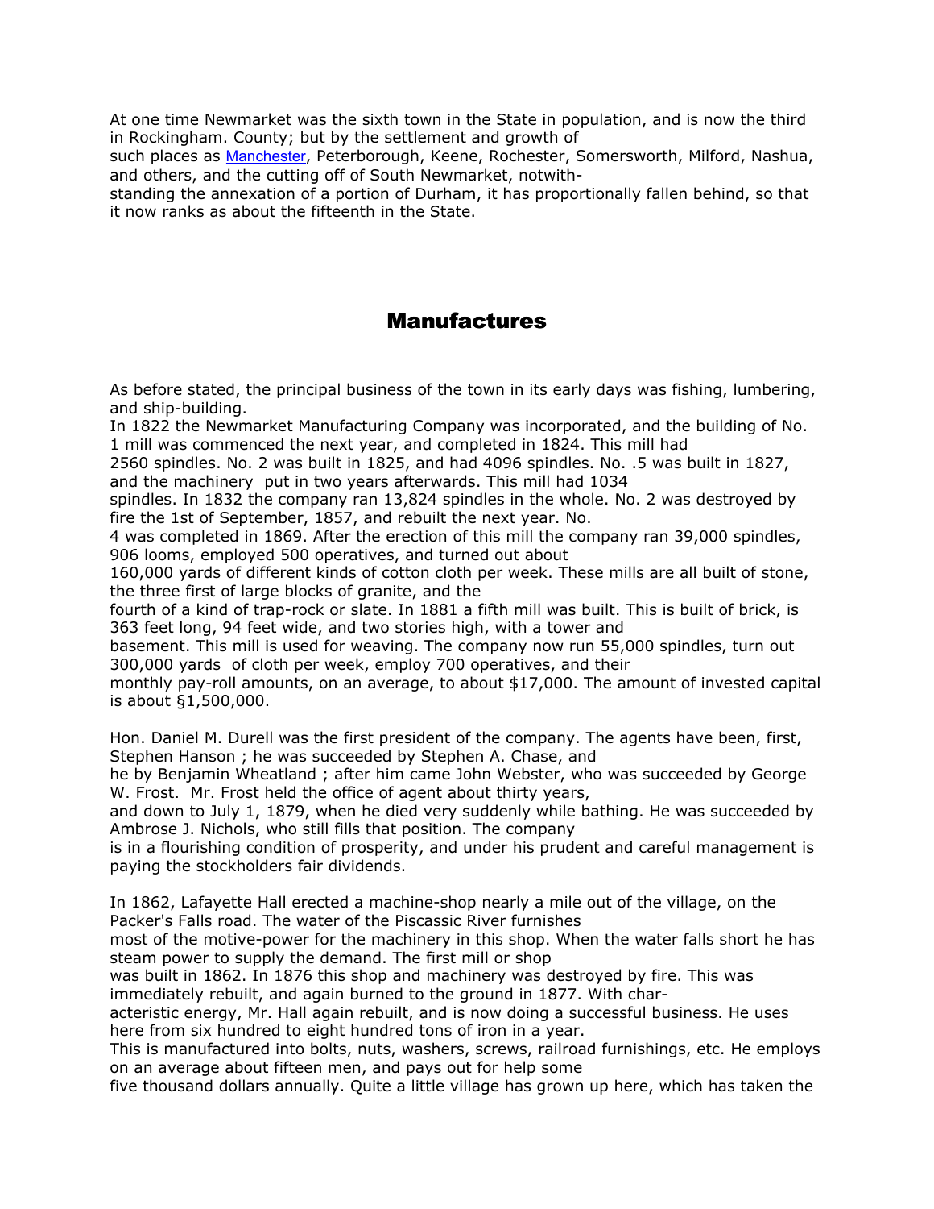At one time Newmarket was the sixth town in the State in population, and is now the third in Rockingham. County; but by the settlement and growth of such places as Manchester, Peterborough, Keene, Rochester, Somersworth, Milford, Nashua, and others, and the cutting off of South Newmarket, notwithstanding the annexation of a portion of Durham, it has proportionally fallen behind, so that it now ranks as about the fifteenth in the State.

## Manufactures

As before stated, the principal business of the town in its early days was fishing, lumbering, and ship-building.

In 1822 the Newmarket Manufacturing Company was incorporated, and the building of No. 1 mill was commenced the next year, and completed in 1824. This mill had 2560 spindles. No. 2 was built in 1825, and had 4096 spindles. No. .5 was built in 1827, and the machinery put in two years afterwards. This mill had 1034 spindles. In 1832 the company ran 13,824 spindles in the whole. No. 2 was destroyed by fire the 1st of September, 1857, and rebuilt the next year. No. 4 was completed in 1869. After the erection of this mill the company ran 39,000 spindles, 906 looms, employed 500 operatives, and turned out about 160,000 yards of different kinds of cotton cloth per week. These mills are all built of stone, the three first of large blocks of granite, and the fourth of a kind of trap-rock or slate. In 1881 a fifth mill was built. This is built of brick, is 363 feet long, 94 feet wide, and two stories high, with a tower and basement. This mill is used for weaving. The company now run 55,000 spindles, turn out 300,000 yards of cloth per week, employ 700 operatives, and their monthly pay-roll amounts, on an average, to about $17,000. The amount of invested capital is about §1,500,000.

Hon. Daniel M. Durell was the first president of the company. The agents have been, first, Stephen Hanson ; he was succeeded by Stephen A. Chase, and he by Benjamin Wheatland ; after him came John Webster, who was succeeded by George W. Frost. Mr. Frost held the office of agent about thirty years, and down to July 1, 1879, when he died very suddenly while bathing. He was succeeded by Ambrose J. Nichols, who still fills that position. The company is in a flourishing condition of prosperity, and under his prudent and careful management is paying the stockholders fair dividends.

In 1862, Lafayette Hall erected a machine-shop nearly a mile out of the village, on the Packer's Falls road. The water of the Piscassic River furnishes most of the motive-power for the machinery in this shop. When the water falls short he has steam power to supply the demand. The first mill or shop was built in 1862. In 1876 this shop and machinery was destroyed by fire. This was immediately rebuilt, and again burned to the ground in 1877. With characteristic energy, Mr. Hall again rebuilt, and is now doing a successful business. He uses here from six hundred to eight hundred tons of iron in a year.

This is manufactured into bolts, nuts, washers, screws, railroad furnishings, etc. He employs on an average about fifteen men, and pays out for help some five thousand dollars annually. Quite a little village has grown up here, which has taken the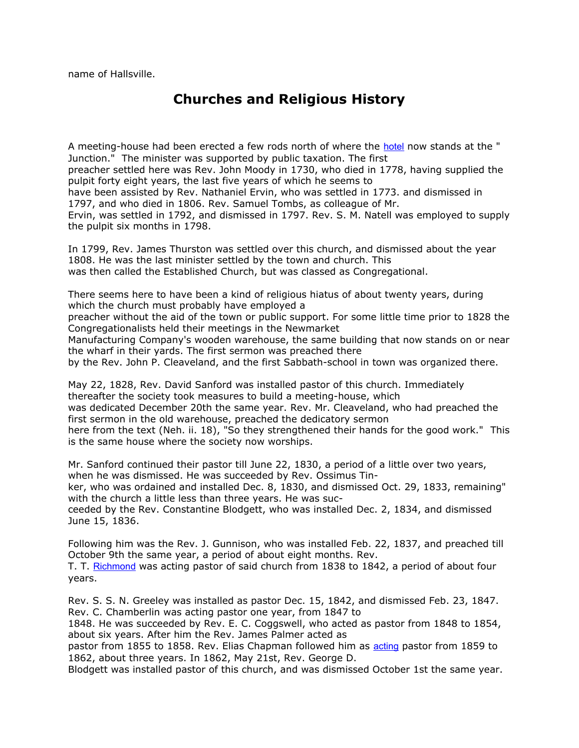name of Hallsville.

## Churches and Religious History

A meeting-house had been erected a few rods north of where the hotel now stands at the " Junction." The minister was supported by public taxation. The first preacher settled here was Rev. John Moody in 1730, who died in 1778, having supplied the pulpit forty eight years, the last five years of which he seems to have been assisted by Rev. Nathaniel Ervin, who was settled in 1773. and dismissed in 1797, and who died in 1806. Rev. Samuel Tombs, as colleague of Mr. Ervin, was settled in 1792, and dismissed in 1797. Rev. S. M. Natell was employed to supply the pulpit six months in 1798.

In 1799, Rev. James Thurston was settled over this church, and dismissed about the year 1808. He was the last minister settled by the town and church. This was then called the Established Church, but was classed as Congregational.

There seems here to have been a kind of religious hiatus of about twenty years, during which the church must probably have employed a preacher without the aid of the town or public support. For some little time prior to 1828 the Congregationalists held their meetings in the Newmarket Manufacturing Company's wooden warehouse, the same building that now stands on or near the wharf in their yards. The first sermon was preached there by the Rev. John P. Cleaveland, and the first Sabbath-school in town was organized there.

May 22, 1828, Rev. David Sanford was installed pastor of this church. Immediately thereafter the society took measures to build a meeting-house, which was dedicated December 20th the same year. Rev. Mr. Cleaveland, who had preached the first sermon in the old warehouse, preached the dedicatory sermon here from the text (Neh. ii. 18), "So they strengthened their hands for the good work." This is the same house where the society now worships.

Mr. Sanford continued their pastor till June 22, 1830, a period of a little over two years, when he was dismissed. He was succeeded by Rev. Ossimus Tinker, who was ordained and installed Dec. 8, 1830, and dismissed Oct. 29, 1833, remaining" with the church a little less than three years. He was succeeded by the Rev. Constantine Blodgett, who was installed Dec. 2, 1834, and dismissed June 15, 1836.

Following him was the Rev. J. Gunnison, who was installed Feb. 22, 1837, and preached till October 9th the same year, a period of about eight months. Rev. T. T. Richmond was acting pastor of said church from 1838 to 1842, a period of about four years.

Rev. S. S. N. Greeley was installed as pastor Dec. 15, 1842, and dismissed Feb. 23, 1847. Rev. C. Chamberlin was acting pastor one year, from 1847 to 1848. He was succeeded by Rev. E. C. Coggswell, who acted as pastor from 1848 to 1854, about six years. After him the Rev. James Palmer acted as pastor from 1855 to 1858. Rev. Elias Chapman followed him as acting pastor from 1859 to 1862, about three years. In 1862, May 21st, Rev. George D. Blodgett was installed pastor of this church, and was dismissed October 1st the same year.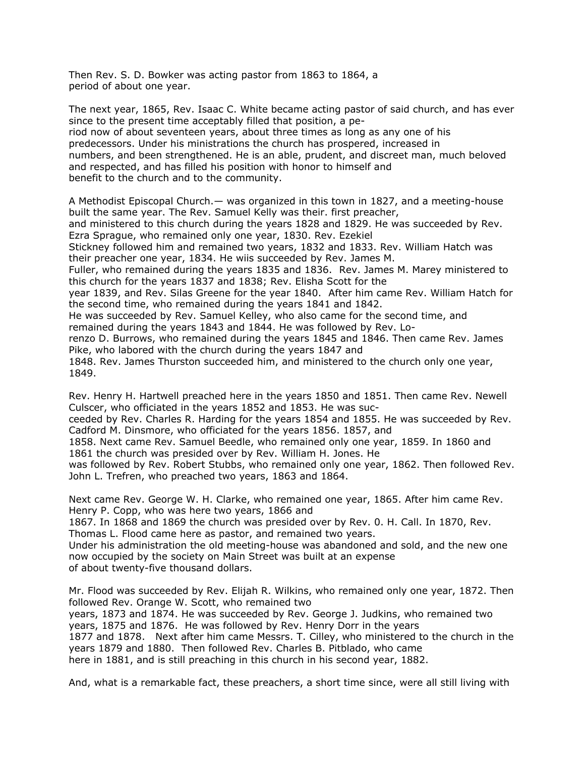Then Rev. S. D. Bowker was acting pastor from 1863 to 1864, a period of about one year.

The next year, 1865, Rev. Isaac C. White became acting pastor of said church, and has ever since to the present time acceptably filled that position, a period now of about seventeen years, about three times as long as any one of his predecessors. Under his ministrations the church has prospered, increased in numbers, and been strengthened. He is an able, prudent, and discreet man, much beloved and respected, and has filled his position with honor to himself and benefit to the church and to the community.

A Methodist Episcopal Church.— was organized in this town in 1827, and a meeting-house built the same year. The Rev. Samuel Kelly was their. first preacher, and ministered to this church during the years 1828 and 1829. He was succeeded by Rev. Ezra Sprague, who remained only one year, 1830. Rev. Ezekiel Stickney followed him and remained two years, 1832 and 1833. Rev. William Hatch was their preacher one year, 1834. He wiis succeeded by Rev. James M. Fuller, who remained during the years 1835 and 1836. Rev. James M. Marey ministered to this church for the years 1837 and 1838; Rev. Elisha Scott for the year 1839, and Rev. Silas Greene for the year 1840. After him came Rev. William Hatch for the second time, who remained during the years 1841 and 1842. He was succeeded by Rev. Samuel Kelley, who also came for the second time, and remained during the years 1843 and 1844. He was followed by Rev. Lorenzo D. Burrows, who remained during the years 1845 and 1846. Then came Rev. James Pike, who labored with the church during the years 1847 and 1848. Rev. James Thurston succeeded him, and ministered to the church only one year, 1849.

Rev. Henry H. Hartwell preached here in the years 1850 and 1851. Then came Rev. Newell Culscer, who officiated in the years 1852 and 1853. He was succeeded by Rev. Charles R. Harding for the years 1854 and 1855. He was succeeded by Rev. Cadford M. Dinsmore, who officiated for the years 1856. 1857, and 1858. Next came Rev. Samuel Beedle, who remained only one year, 1859. In 1860 and 1861 the church was presided over by Rev. William H. Jones. He was followed by Rev. Robert Stubbs, who remained only one year, 1862. Then followed Rev. John L. Trefren, who preached two years, 1863 and 1864.

Next came Rev. George W. H. Clarke, who remained one year, 1865. After him came Rev. Henry P. Copp, who was here two years, 1866 and 1867. In 1868 and 1869 the church was presided over by Rev. 0. H. Call. In 1870, Rev. Thomas L. Flood came here as pastor, and remained two years. Under his administration the old meeting-house was abandoned and sold, and the new one now occupied by the society on Main Street was built at an expense of about twenty-five thousand dollars.

Mr. Flood was succeeded by Rev. Elijah R. Wilkins, who remained only one year, 1872. Then followed Rev. Orange W. Scott, who remained two years, 1873 and 1874. He was succeeded by Rev. George J. Judkins, who remained two years, 1875 and 1876. He was followed by Rev. Henry Dorr in the years 1877 and 1878. Next after him came Messrs. T. Cilley, who ministered to the church in the years 1879 and 1880. Then followed Rev. Charles B. Pitblado, who came here in 1881, and is still preaching in this church in his second year, 1882.

And, what is a remarkable fact, these preachers, a short time since, were all still living with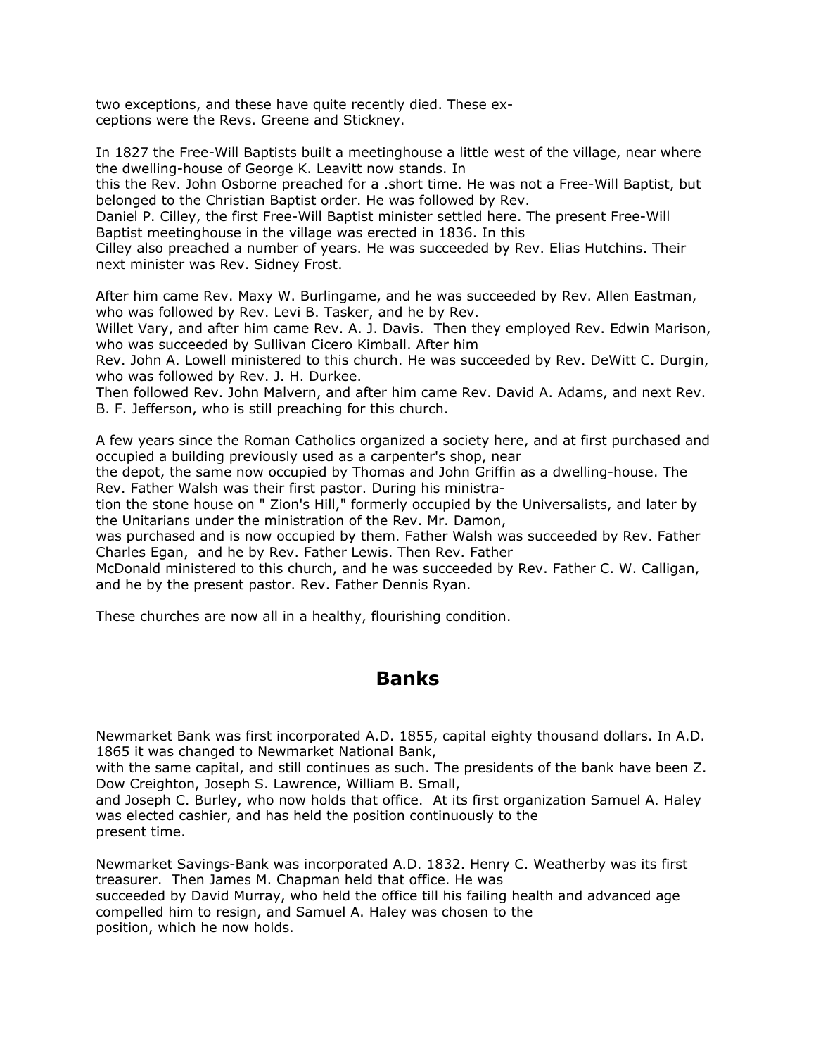two exceptions, and these have quite recently died. These exceptions were the Revs. Greene and Stickney.

In 1827 the Free-Will Baptists built a meetinghouse a little west of the village, near where the dwelling-house of George K. Leavitt now stands. In this the Rev. John Osborne preached for a .short time. He was not a Free-Will Baptist, but belonged to the Christian Baptist order. He was followed by Rev. Daniel P. Cilley, the first Free-Will Baptist minister settled here. The present Free-Will Baptist meetinghouse in the village was erected in 1836. In this Cilley also preached a number of years. He was succeeded by Rev. Elias Hutchins. Their next minister was Rev. Sidney Frost.

After him came Rev. Maxy W. Burlingame, and he was succeeded by Rev. Allen Eastman, who was followed by Rev. Levi B. Tasker, and he by Rev. Willet Vary, and after him came Rev. A. J. Davis. Then they employed Rev. Edwin Marison, who was succeeded by Sullivan Cicero Kimball. After him Rev. John A. Lowell ministered to this church. He was succeeded by Rev. DeWitt C. Durgin, who was followed by Rev. J. H. Durkee. Then followed Rev. John Malvern, and after him came Rev. David A. Adams, and next Rev. B. F. Jefferson, who is still preaching for this church.

A few years since the Roman Catholics organized a society here, and at first purchased and occupied a building previously used as a carpenter's shop, near the depot, the same now occupied by Thomas and John Griffin as a dwelling-house. The Rev. Father Walsh was their first pastor. During his ministration the stone house on " Zion's Hill," formerly occupied by the Universalists, and later by the Unitarians under the ministration of the Rev. Mr. Damon, was purchased and is now occupied by them. Father Walsh was succeeded by Rev. Father Charles Egan, and he by Rev. Father Lewis. Then Rev. Father McDonald ministered to this church, and he was succeeded by Rev. Father C. W. Calligan, and he by the present pastor. Rev. Father Dennis Ryan.

These churches are now all in a healthy, flourishing condition.

## Banks

Newmarket Bank was first incorporated A.D. 1855, capital eighty thousand dollars. In A.D. 1865 it was changed to Newmarket National Bank, with the same capital, and still continues as such. The presidents of the bank have been Z. Dow Creighton, Joseph S. Lawrence, William B. Small, and Joseph C. Burley, who now holds that office. At its first organization Samuel A. Haley was elected cashier, and has held the position continuously to the present time.

Newmarket Savings-Bank was incorporated A.D. 1832. Henry C. Weatherby was its first treasurer. Then James M. Chapman held that office. He was succeeded by David Murray, who held the office till his failing health and advanced age compelled him to resign, and Samuel A. Haley was chosen to the position, which he now holds.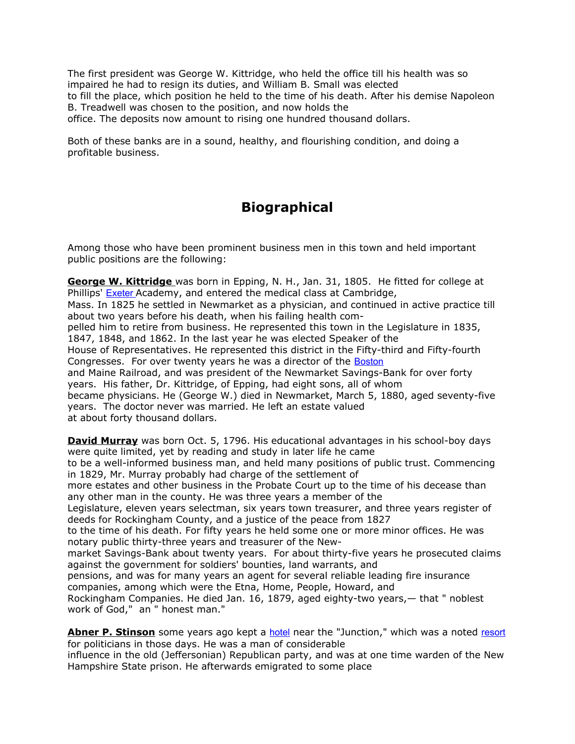The first president was George W. Kittridge, who held the office till his health was so impaired he had to resign its duties, and William B. Small was elected to fill the place, which position he held to the time of his death. After his demise Napoleon B. Treadwell was chosen to the position, and now holds the office. The deposits now amount to rising one hundred thousand dollars.

Both of these banks are in a sound, healthy, and flourishing condition, and doing a profitable business.

## Biographical

Among those who have been prominent business men in this town and held important public positions are the following:

**George W. Kittridge** was born in Epping, N. H., Jan. 31, 1805. He fitted for college at Phillips' Exeter Academy, and entered the medical class at Cambridge, Mass. In 1825 he settled in Newmarket as a physician, and continued in active practice till about two years before his death, when his failing health compelled him to retire from business. He represented this town in the Legislature in 1835, 1847, 1848, and 1862. In the last year he was elected Speaker of the House of Representatives. He represented this district in the Fifty-third and Fifty-fourth Congresses. For over twenty years he was a director of the Boston and Maine Railroad, and was president of the Newmarket Savings-Bank for over forty years. His father, Dr. Kittridge, of Epping, had eight sons, all of whom became physicians. He (George W.) died in Newmarket, March 5, 1880, aged seventy-five years. The doctor never was married. He left an estate valued at about forty thousand dollars.

**David Murray** was born Oct. 5, 1796. His educational advantages in his school-boy days were quite limited, yet by reading and study in later life he came to be a well-informed business man, and held many positions of public trust. Commencing in 1829, Mr. Murray probably had charge of the settlement of more estates and other business in the Probate Court up to the time of his decease than any other man in the county. He was three years a member of the Legislature, eleven years selectman, six years town treasurer, and three years register of deeds for Rockingham County, and a justice of the peace from 1827 to the time of his death. For fifty years he held some one or more minor offices. He was notary public thirty-three years and treasurer of the Newmarket Savings-Bank about twenty years. For about thirty-five years he prosecuted claims against the government for soldiers' bounties, land warrants, and pensions, and was for many years an agent for several reliable leading fire insurance companies, among which were the Etna, Home, People, Howard, and Rockingham Companies. He died Jan. 16, 1879, aged eighty-two years,— that " noblest work of God," an " honest man."

**Abner P. Stinson** some years ago kept a hotel near the "Junction," which was a noted resort for politicians in those days. He was a man of considerable influence in the old (Jeffersonian) Republican party, and was at one time warden of the New Hampshire State prison. He afterwards emigrated to some place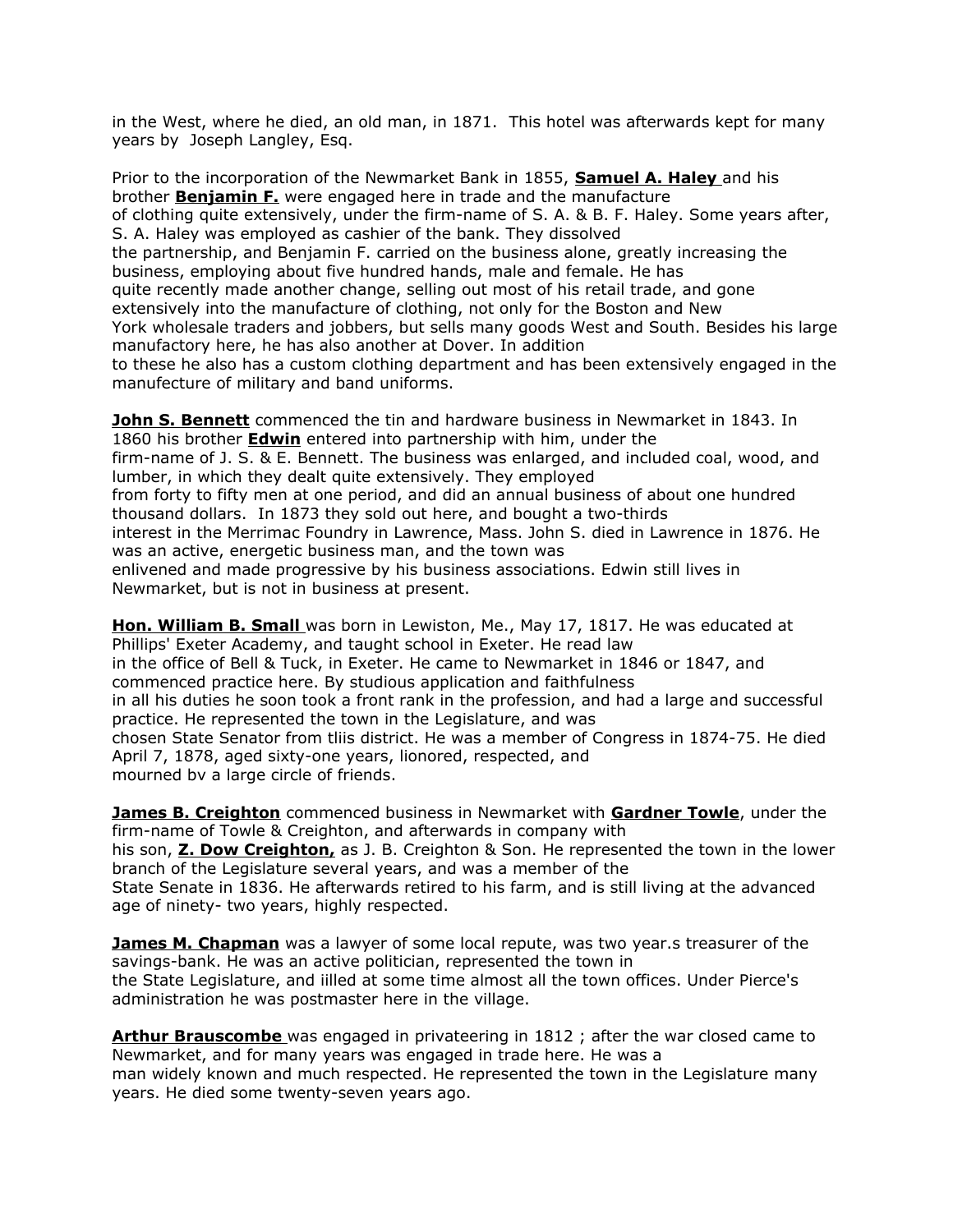in the West, where he died, an old man, in 1871. This hotel was afterwards kept for many years by Joseph Langley, Esq.

Prior to the incorporation of the Newmarket Bank in 1855, **Samuel A. Haley** and his brother **Benjamin F.** were engaged here in trade and the manufacture of clothing quite extensively, under the firm-name of S. A. & B. F. Haley. Some years after, S. A. Haley was employed as cashier of the bank. They dissolved the partnership, and Benjamin F. carried on the business alone, greatly increasing the business, employing about five hundred hands, male and female. He has quite recently made another change, selling out most of his retail trade, and gone extensively into the manufacture of clothing, not only for the Boston and New York wholesale traders and jobbers, but sells many goods West and South. Besides his large manufactory here, he has also another at Dover. In addition to these he also has a custom clothing department and has been extensively engaged in the manufecture of military and band uniforms.

**John S. Bennett** commenced the tin and hardware business in Newmarket in 1843. In 1860 his brother **Edwin** entered into partnership with him, under the firm-name of J. S. & E. Bennett. The business was enlarged, and included coal, wood, and lumber, in which they dealt quite extensively. They employed from forty to fifty men at one period, and did an annual business of about one hundred thousand dollars. In 1873 they sold out here, and bought a two-thirds interest in the Merrimac Foundry in Lawrence, Mass. John S. died in Lawrence in 1876. He was an active, energetic business man, and the town was enlivened and made progressive by his business associations. Edwin still lives in Newmarket, but is not in business at present.

**Hon. William B. Small** was born in Lewiston, Me., May 17, 1817. He was educated at Phillips' Exeter Academy, and taught school in Exeter. He read law in the office of Bell & Tuck, in Exeter. He came to Newmarket in 1846 or 1847, and commenced practice here. By studious application and faithfulness in all his duties he soon took a front rank in the profession, and had a large and successful practice. He represented the town in the Legislature, and was chosen State Senator from tliis district. He was a member of Congress in 1874-75. He died April 7, 1878, aged sixty-one years, lionored, respected, and mourned bv a large circle of friends.

**James B. Creighton** commenced business in Newmarket with **Gardner Towle**, under the firm-name of Towle & Creighton, and afterwards in company with his son, **Z. Dow Creighton,** as J. B. Creighton & Son. He represented the town in the lower branch of the Legislature several years, and was a member of the State Senate in 1836. He afterwards retired to his farm, and is still living at the advanced age of ninety- two years, highly respected.

**James M. Chapman** was a lawyer of some local repute, was two year.s treasurer of the savings-bank. He was an active politician, represented the town in the State Legislature, and iilled at some time almost all the town offices. Under Pierce's administration he was postmaster here in the village.

**Arthur Brauscombe** was engaged in privateering in 1812 ; after the war closed came to Newmarket, and for many years was engaged in trade here. He was a man widely known and much respected. He represented the town in the Legislature many years. He died some twenty-seven years ago.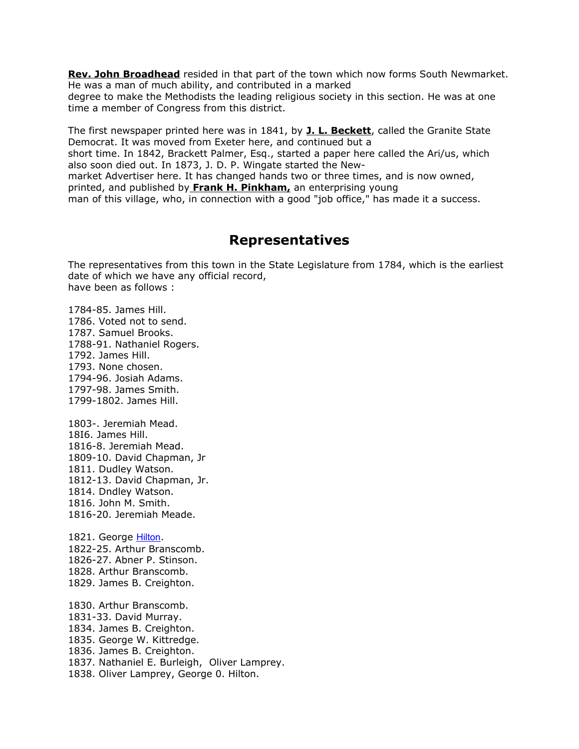**Rev. John Broadhead** resided in that part of the town which now forms South Newmarket. He was a man of much ability, and contributed in a marked degree to make the Methodists the leading religious society in this section. He was at one time a member of Congress from this district.

The first newspaper printed here was in 1841, by **J. L. Beckett**, called the Granite State Democrat. It was moved from Exeter here, and continued but a short time. In 1842, Brackett Palmer, Esq., started a paper here called the Ari/us, which also soon died out. In 1873, J. D. P. Wingate started the New-market Advertiser here. It has changed hands two or three times, and is now owned, printed, and published by **Frank H. Pinkham,** an enterprising young man of this village, who, in connection with a good "job office," has made it a success.

## Representatives

The representatives from this town in the State Legislature from 1784, which is the earliest date of which we have any official record, have been as follows :

1784-85. James Hill.
1786. Voted not to send.
1787. Samuel Brooks.
1788-91. Nathaniel Rogers.
1792. James Hill.
1793. None chosen.
1794-96. Josiah Adams.
1797-98. James Smith.
1799-1802. James Hill.

1803-. Jeremiah Mead.
18I6. James Hill.
1816-8. Jeremiah Mead.
1809-10. David Chapman, Jr
1811. Dudley Watson.
1812-13. David Chapman, Jr.
1814. Dndley Watson.
1816. John M. Smith.
1816-20. Jeremiah Meade.

1821. George Hilton.
1822-25. Arthur Branscomb.
1826-27. Abner P. Stinson.
1828. Arthur Branscomb.
1829. James B. Creighton.

1830. Arthur Branscomb.
1831-33. David Murray.
1834. James B. Creighton.
1835. George W. Kittredge.
1836. James B. Creighton.
1837. Nathaniel E. Burleigh, Oliver Lamprey.
1838. Oliver Lamprey, George 0. Hilton.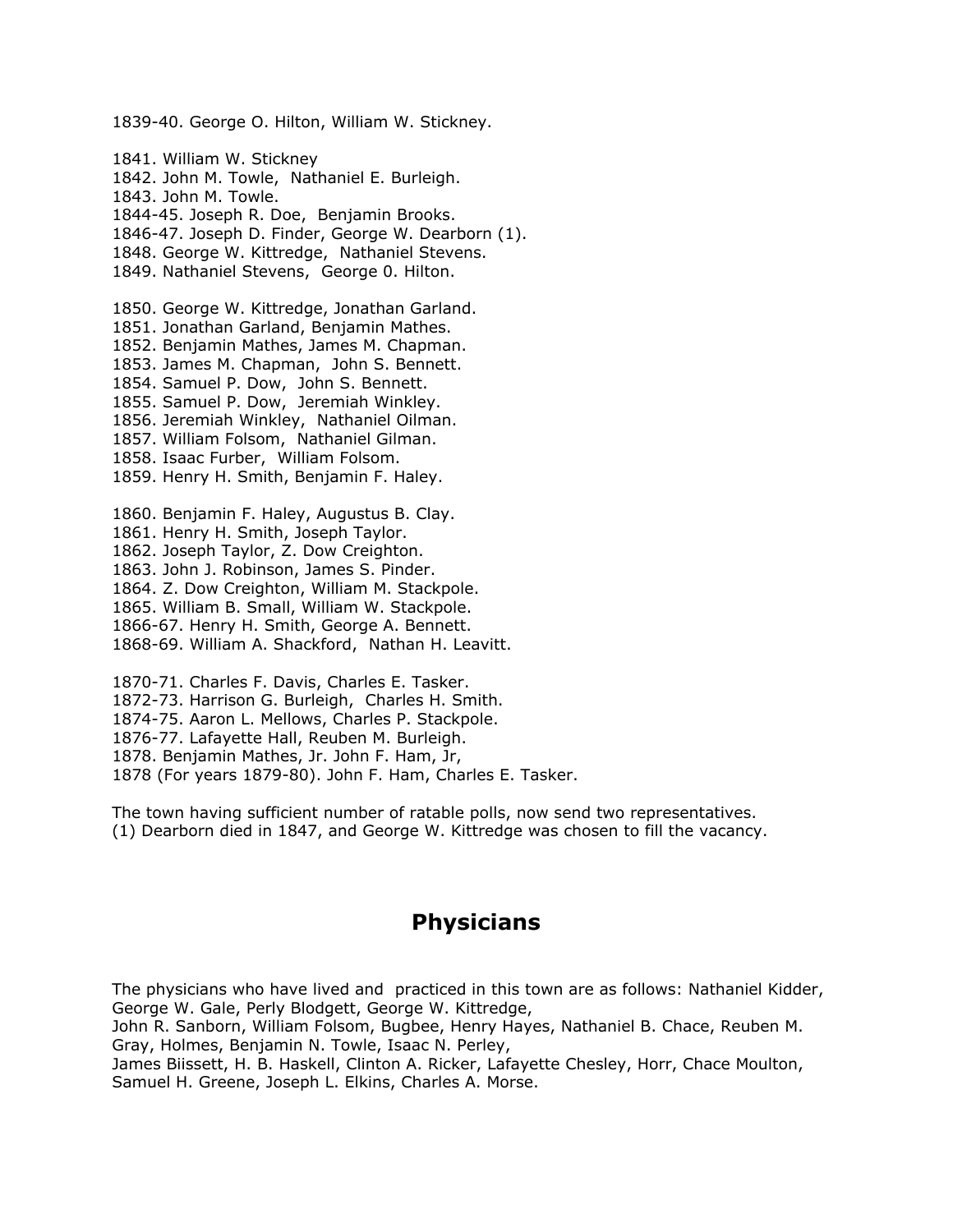1839-40. George O. Hilton, William W. Stickney.

1841. William W. Stickney
1842. John M. Towle, Nathaniel E. Burleigh.
1843. John M. Towle.
1844-45. Joseph R. Doe, Benjamin Brooks.
1846-47. Joseph D. Finder, George W. Dearborn (1).
1848. George W. Kittredge, Nathaniel Stevens.
1849. Nathaniel Stevens, George 0. Hilton.

1850. George W. Kittredge, Jonathan Garland.
1851. Jonathan Garland, Benjamin Mathes.
1852. Benjamin Mathes, James M. Chapman.
1853. James M. Chapman, John S. Bennett.
1854. Samuel P. Dow, John S. Bennett.
1855. Samuel P. Dow, Jeremiah Winkley.
1856. Jeremiah Winkley, Nathaniel Oilman.
1857. William Folsom, Nathaniel Gilman.
1858. Isaac Furber, William Folsom.
1859. Henry H. Smith, Benjamin F. Haley.

1860. Benjamin F. Haley, Augustus B. Clay.
1861. Henry H. Smith, Joseph Taylor.
1862. Joseph Taylor, Z. Dow Creighton.
1863. John J. Robinson, James S. Pinder.
1864. Z. Dow Creighton, William M. Stackpole.
1865. William B. Small, William W. Stackpole.
1866-67. Henry H. Smith, George A. Bennett.
1868-69. William A. Shackford, Nathan H. Leavitt.

1870-71. Charles F. Davis, Charles E. Tasker.
1872-73. Harrison G. Burleigh, Charles H. Smith.
1874-75. Aaron L. Mellows, Charles P. Stackpole.
1876-77. Lafayette Hall, Reuben M. Burleigh.
1878. Benjamin Mathes, Jr. John F. Ham, Jr,
1878 (For years 1879-80). John F. Ham, Charles E. Tasker.

The town having sufficient number of ratable polls, now send two representatives.
(1) Dearborn died in 1847, and George W. Kittredge was chosen to fill the vacancy.

## Physicians

The physicians who have lived and practiced in this town are as follows: Nathaniel Kidder, George W. Gale, Perly Blodgett, George W. Kittredge, John R. Sanborn, William Folsom, Bugbee, Henry Hayes, Nathaniel B. Chace, Reuben M. Gray, Holmes, Benjamin N. Towle, Isaac N. Perley, James Biissett, H. B. Haskell, Clinton A. Ricker, Lafayette Chesley, Horr, Chace Moulton, Samuel H. Greene, Joseph L. Elkins, Charles A. Morse.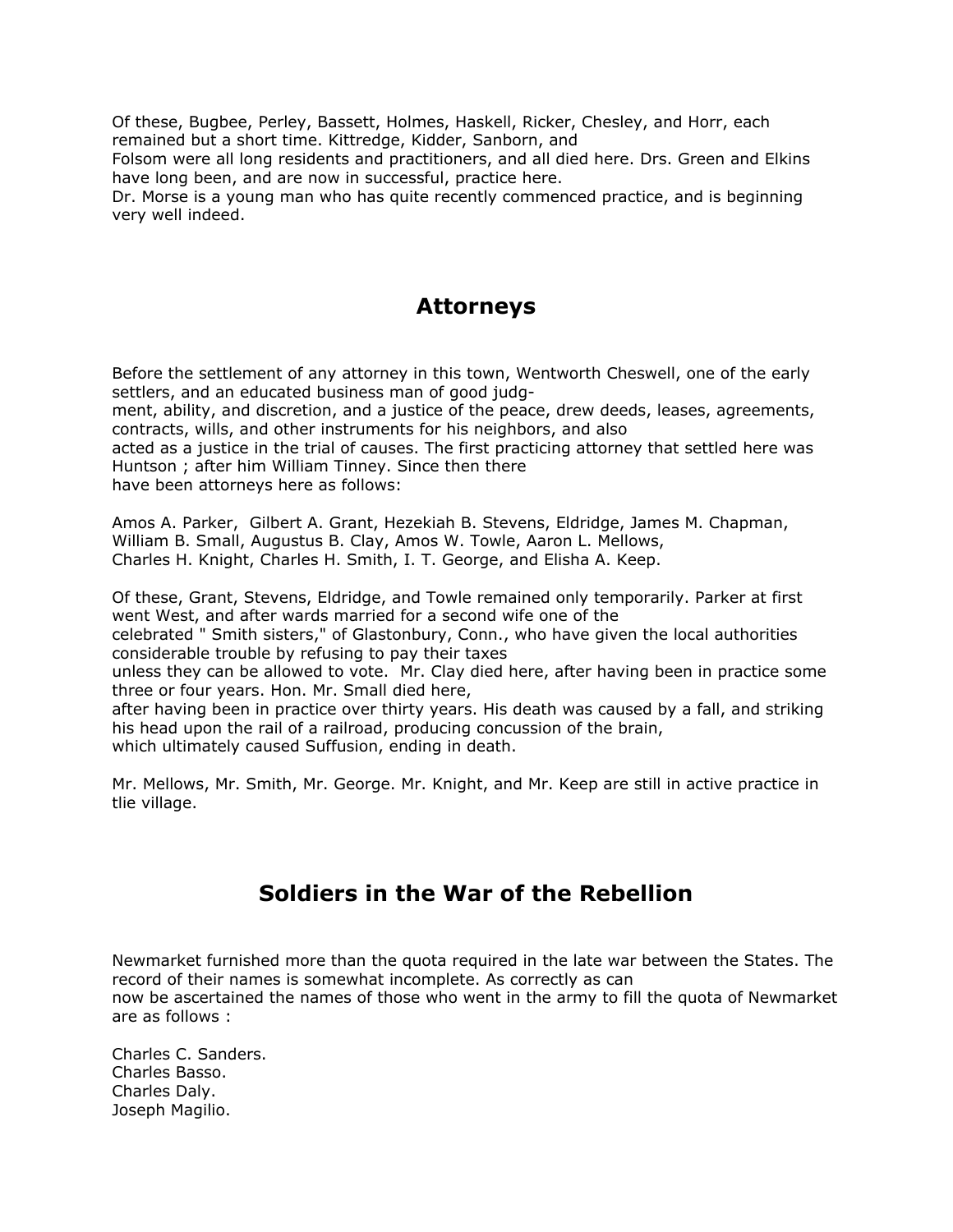Of these, Bugbee, Perley, Bassett, Holmes, Haskell, Ricker, Chesley, and Horr, each remained but a short time. Kittredge, Kidder, Sanborn, and Folsom were all long residents and practitioners, and all died here. Drs. Green and Elkins have long been, and are now in successful, practice here.

Dr. Morse is a young man who has quite recently commenced practice, and is beginning very well indeed.

## Attorneys

Before the settlement of any attorney in this town, Wentworth Cheswell, one of the early settlers, and an educated business man of good judgment, ability, and discretion, and a justice of the peace, drew deeds, leases, agreements, contracts, wills, and other instruments for his neighbors, and also acted as a justice in the trial of causes. The first practicing attorney that settled here was Huntson ; after him William Tinney. Since then there have been attorneys here as follows:

Amos A. Parker, Gilbert A. Grant, Hezekiah B. Stevens, Eldridge, James M. Chapman, William B. Small, Augustus B. Clay, Amos W. Towle, Aaron L. Mellows, Charles H. Knight, Charles H. Smith, I. T. George, and Elisha A. Keep.

Of these, Grant, Stevens, Eldridge, and Towle remained only temporarily. Parker at first went West, and after wards married for a second wife one of the celebrated " Smith sisters," of Glastonbury, Conn., who have given the local authorities considerable trouble by refusing to pay their taxes unless they can be allowed to vote. Mr. Clay died here, after having been in practice some three or four years. Hon. Mr. Small died here, after having been in practice over thirty years. His death was caused by a fall, and striking his head upon the rail of a railroad, producing concussion of the brain, which ultimately caused Suffusion, ending in death.

Mr. Mellows, Mr. Smith, Mr. George. Mr. Knight, and Mr. Keep are still in active practice in tlie village.

## Soldiers in the War of the Rebellion

Newmarket furnished more than the quota required in the late war between the States. The record of their names is somewhat incomplete. As correctly as can now be ascertained the names of those who went in the army to fill the quota of Newmarket are as follows :

Charles C. Sanders.
Charles Basso.
Charles Daly.
Joseph Magilio.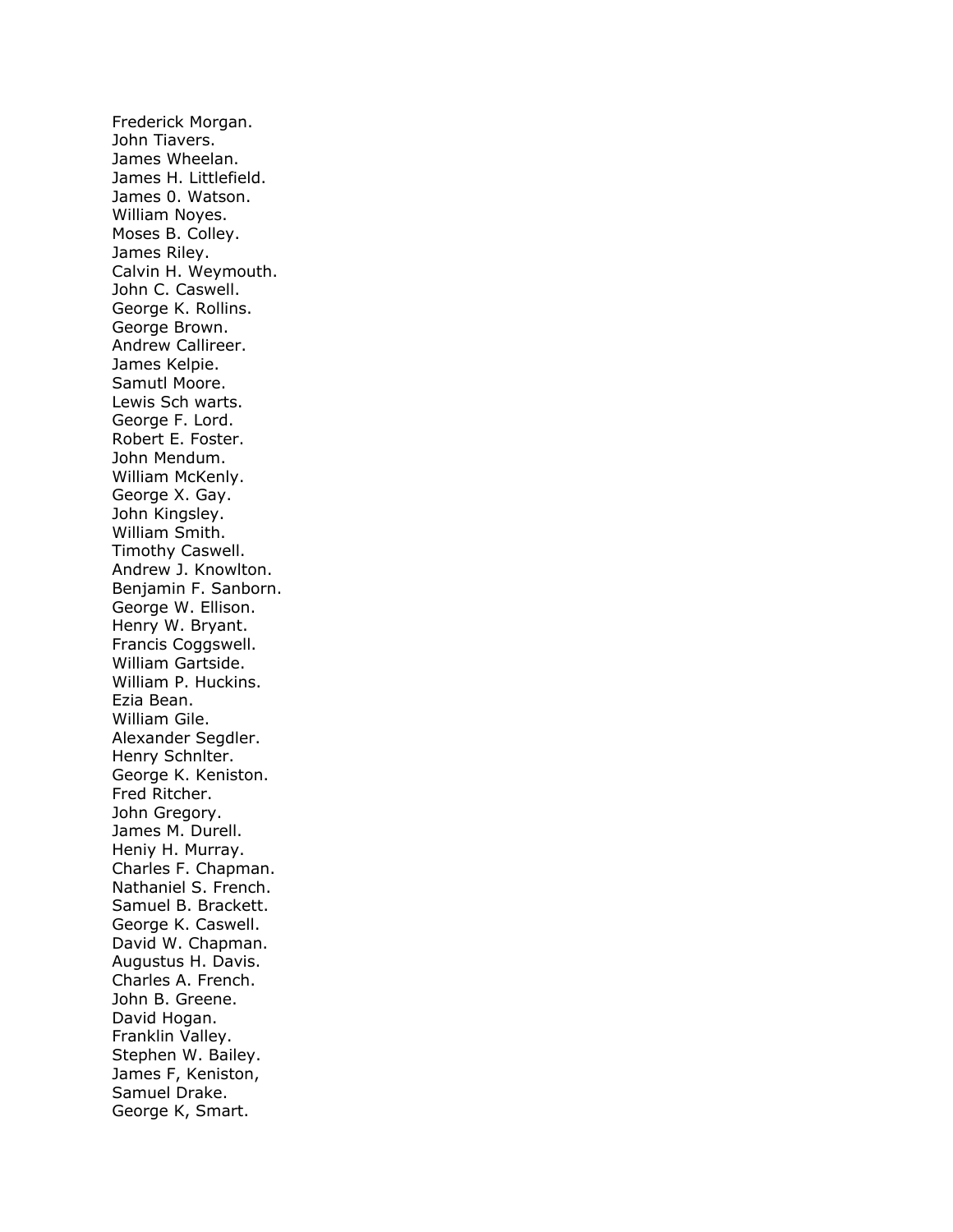Frederick Morgan.
John Tiavers.
James Wheelan.
James H. Littlefield.
James 0. Watson.
William Noyes.
Moses B. Colley.
James Riley.
Calvin H. Weymouth.
John C. Caswell.
George K. Rollins.
George Brown.
Andrew Callireer.
James Kelpie.
Samutl Moore.
Lewis Sch warts.
George F. Lord.
Robert E. Foster.
John Mendum.
William McKenly.
George X. Gay.
John Kingsley.
William Smith.
Timothy Caswell.
Andrew J. Knowlton.
Benjamin F. Sanborn.
George W. Ellison.
Henry W. Bryant.
Francis Coggswell.
William Gartside.
William P. Huckins.
Ezia Bean.
William Gile.
Alexander Segdler.
Henry Schnlter.
George K. Keniston.
Fred Ritcher.
John Gregory.
James M. Durell.
Heniy H. Murray.
Charles F. Chapman.
Nathaniel S. French.
Samuel B. Brackett.
George K. Caswell.
David W. Chapman.
Augustus H. Davis.
Charles A. French.
John B. Greene.
David Hogan.
Franklin Valley.
Stephen W. Bailey.
James F, Keniston,
Samuel Drake.
George K, Smart.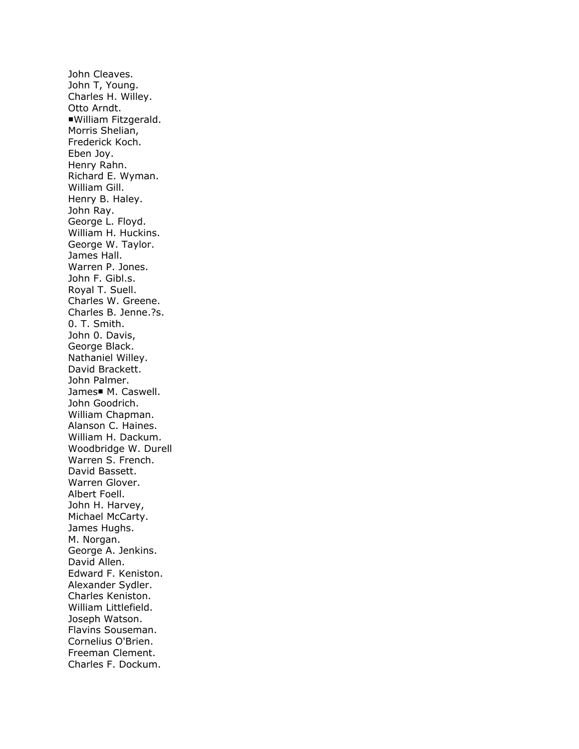John Cleaves.
John T, Young.
Charles H. Willey.
Otto Arndt.
■William Fitzgerald.
Morris Shelian,
Frederick Koch.
Eben Joy.
Henry Rahn.
Richard E. Wyman.
William Gill.
Henry B. Haley.
John Ray.
George L. Floyd.
William H. Huckins.
George W. Taylor.
James Hall.
Warren P. Jones.
John F. Gibl.s.
Royal T. Suell.
Charles W. Greene.
Charles B. Jenne.?s.
0. T. Smith.
John 0. Davis,
George Black.
Nathaniel Willey.
David Brackett.
John Palmer.
James■ M. Caswell.
John Goodrich.
William Chapman.
Alanson C. Haines.
William H. Dackum.
Woodbridge W. Durell
Warren S. French.
David Bassett.
Warren Glover.
Albert Foell.
John H. Harvey,
Michael McCarty.
James Hughs.
M. Norgan.
George A. Jenkins.
David Allen.
Edward F. Keniston.
Alexander Sydler.
Charles Keniston.
William Littlefield.
Joseph Watson.
Flavins Souseman.
Cornelius O'Brien.
Freeman Clement.
Charles F. Dockum.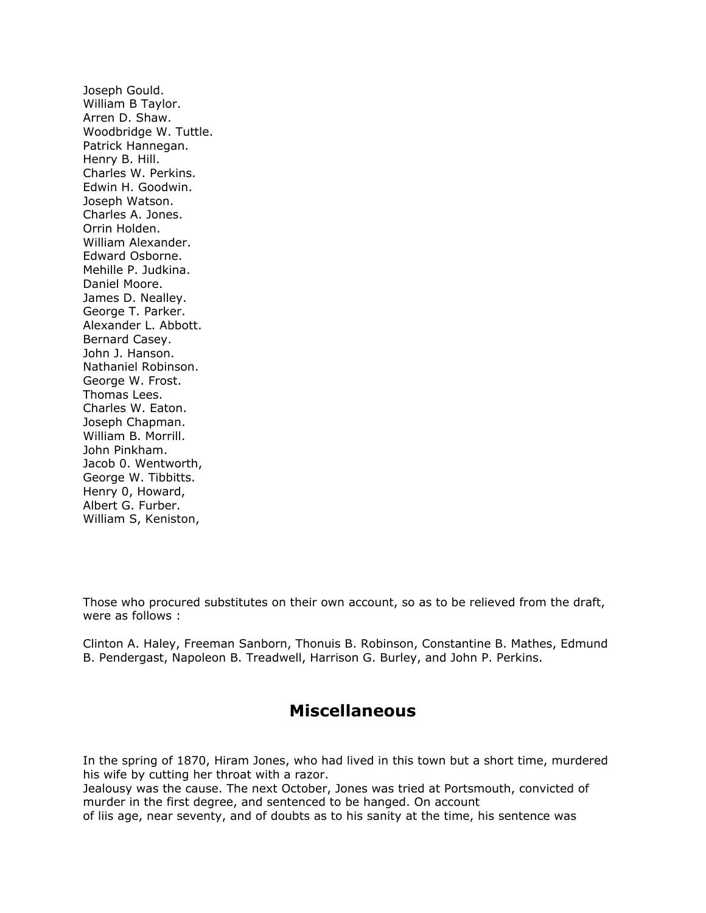Joseph Gould.  
William B Taylor.  
Arren D. Shaw.  
Woodbridge W. Tuttle.  
Patrick Hannegan.  
Henry B. Hill.  
Charles W. Perkins.  
Edwin H. Goodwin.  
Joseph Watson.  
Charles A. Jones.  
Orrin Holden.  
William Alexander.  
Edward Osborne.  
Mehille P. Judkina.  
Daniel Moore.  
James D. Nealley.  
George T. Parker.  
Alexander L. Abbott.  
Bernard Casey.  
John J. Hanson.  
Nathaniel Robinson.  
George W. Frost.  
Thomas Lees.  
Charles W. Eaton.  
Joseph Chapman.  
William B. Morrill.  
John Pinkham.  
Jacob 0. Wentworth,  
George W. Tibbitts.  
Henry 0, Howard,  
Albert G. Furber.  
William S, Keniston,

Those who procured substitutes on their own account, so as to be relieved from the draft, were as follows :

Clinton A. Haley, Freeman Sanborn, Thonuis B. Robinson, Constantine B. Mathes, Edmund B. Pendergast, Napoleon B. Treadwell, Harrison G. Burley, and John P. Perkins.

## Miscellaneous

In the spring of 1870, Hiram Jones, who had lived in this town but a short time, murdered his wife by cutting her throat with a razor.
Jealousy was the cause. The next October, Jones was tried at Portsmouth, convicted of murder in the first degree, and sentenced to be hanged. On account of liis age, near seventy, and of doubts as to his sanity at the time, his sentence was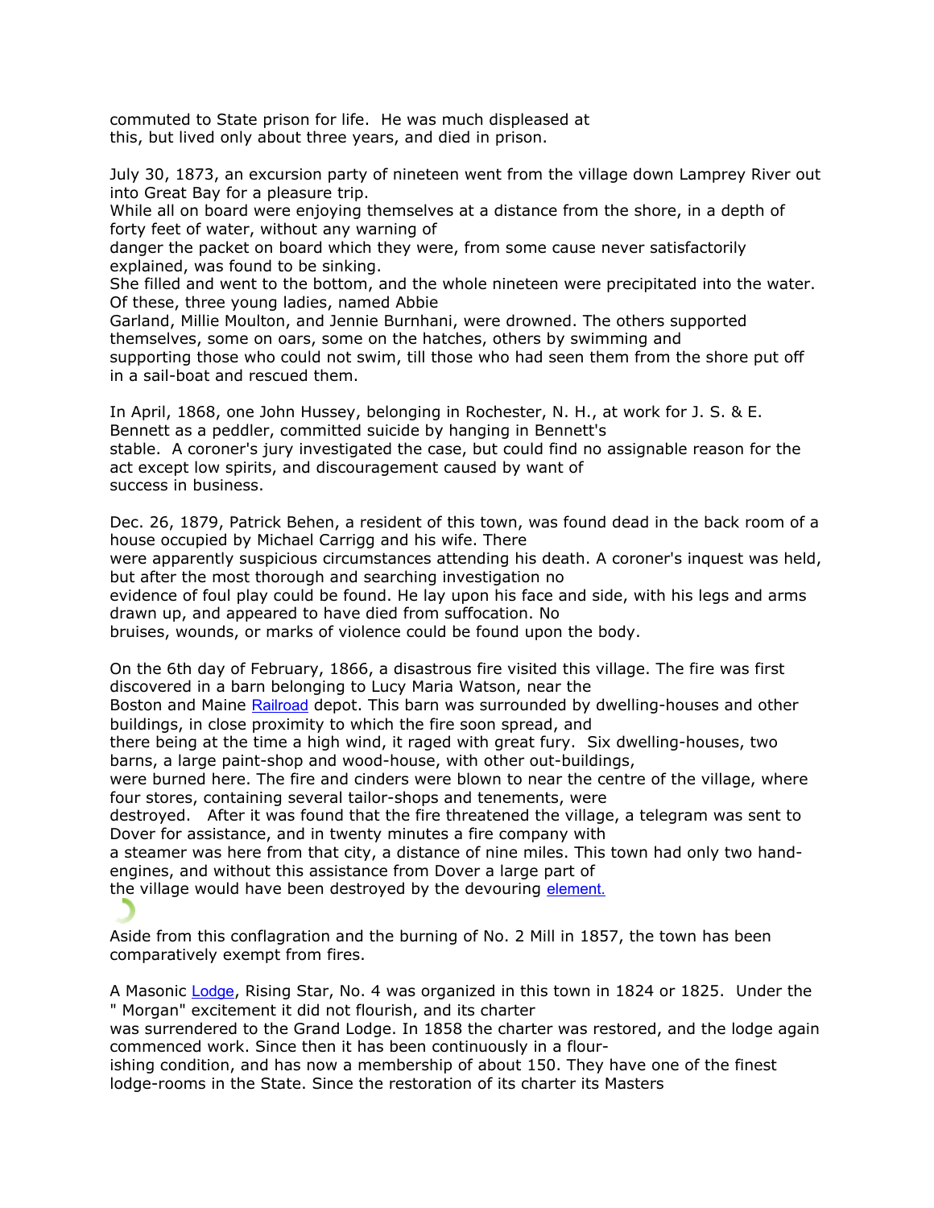commuted to State prison for life. He was much displeased at this, but lived only about three years, and died in prison.

July 30, 1873, an excursion party of nineteen went from the village down Lamprey River out into Great Bay for a pleasure trip. While all on board were enjoying themselves at a distance from the shore, in a depth of forty feet of water, without any warning of danger the packet on board which they were, from some cause never satisfactorily explained, was found to be sinking. She filled and went to the bottom, and the whole nineteen were precipitated into the water. Of these, three young ladies, named Abbie Garland, Millie Moulton, and Jennie Burnhani, were drowned. The others supported themselves, some on oars, some on the hatches, others by swimming and supporting those who could not swim, till those who had seen them from the shore put off in a sail-boat and rescued them.

In April, 1868, one John Hussey, belonging in Rochester, N. H., at work for J. S. & E. Bennett as a peddler, committed suicide by hanging in Bennett's stable. A coroner's jury investigated the case, but could find no assignable reason for the act except low spirits, and discouragement caused by want of success in business.

Dec. 26, 1879, Patrick Behen, a resident of this town, was found dead in the back room of a house occupied by Michael Carrigg and his wife. There were apparently suspicious circumstances attending his death. A coroner's inquest was held, but after the most thorough and searching investigation no evidence of foul play could be found. He lay upon his face and side, with his legs and arms drawn up, and appeared to have died from suffocation. No bruises, wounds, or marks of violence could be found upon the body.

On the 6th day of February, 1866, a disastrous fire visited this village. The fire was first discovered in a barn belonging to Lucy Maria Watson, near the Boston and Maine Railroad depot. This barn was surrounded by dwelling-houses and other buildings, in close proximity to which the fire soon spread, and there being at the time a high wind, it raged with great fury. Six dwelling-houses, two barns, a large paint-shop and wood-house, with other out-buildings, were burned here. The fire and cinders were blown to near the centre of the village, where four stores, containing several tailor-shops and tenements, were destroyed. After it was found that the fire threatened the village, a telegram was sent to Dover for assistance, and in twenty minutes a fire company with a steamer was here from that city, a distance of nine miles. This town had only two hand-engines, and without this assistance from Dover a large part of the village would have been destroyed by the devouring element.

Aside from this conflagration and the burning of No. 2 Mill in 1857, the town has been comparatively exempt from fires.

A Masonic Lodge, Rising Star, No. 4 was organized in this town in 1824 or 1825. Under the " Morgan" excitement it did not flourish, and its charter was surrendered to the Grand Lodge. In 1858 the charter was restored, and the lodge again commenced work. Since then it has been continuously in a flourishing condition, and has now a membership of about 150. They have one of the finest lodge-rooms in the State. Since the restoration of its charter its Masters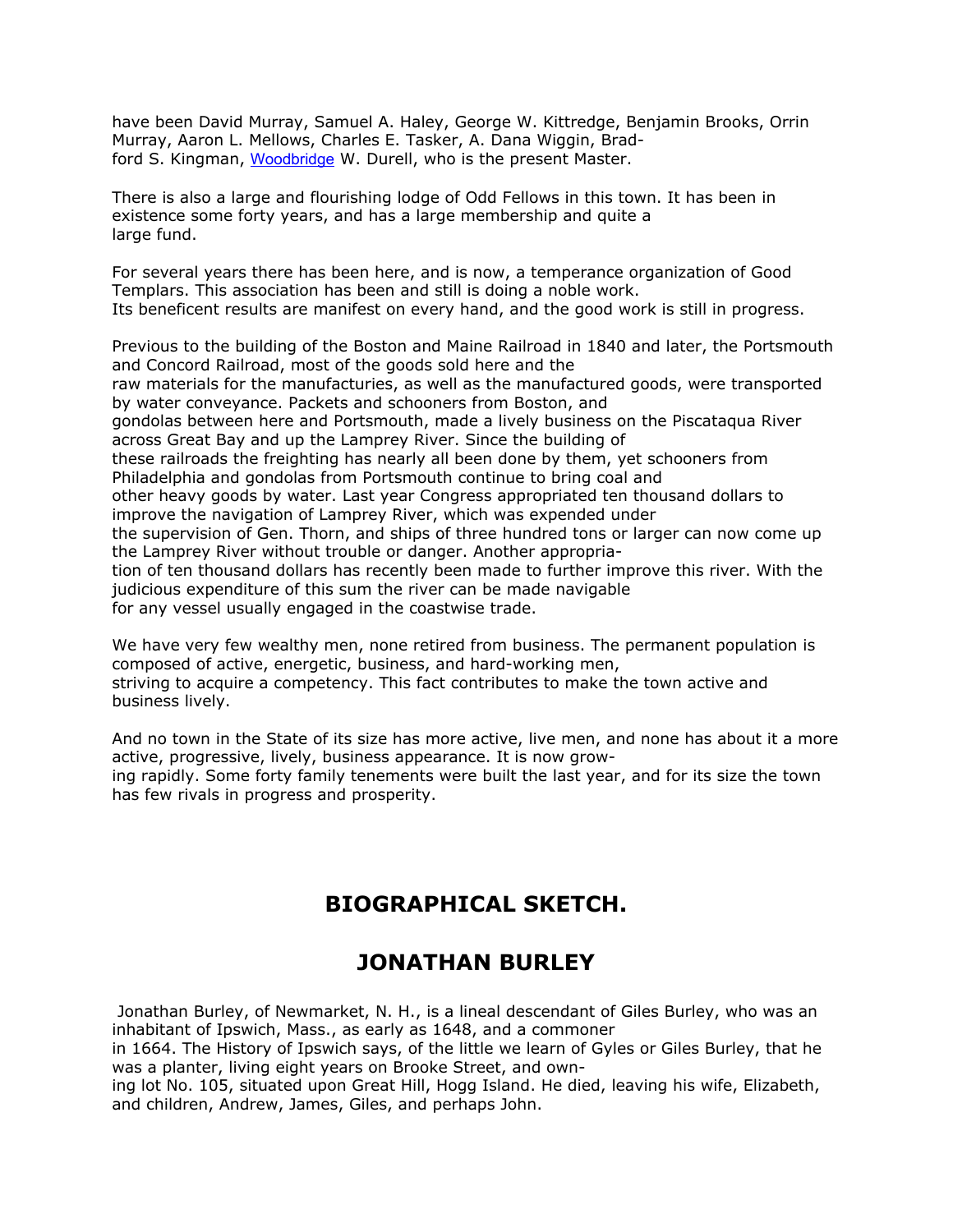have been David Murray, Samuel A. Haley, George W. Kittredge, Benjamin Brooks, Orrin Murray, Aaron L. Mellows, Charles E. Tasker, A. Dana Wiggin, Bradford S. Kingman, Woodbridge W. Durell, who is the present Master.

There is also a large and flourishing lodge of Odd Fellows in this town. It has been in existence some forty years, and has a large membership and quite a large fund.

For several years there has been here, and is now, a temperance organization of Good Templars. This association has been and still is doing a noble work. Its beneficent results are manifest on every hand, and the good work is still in progress.

Previous to the building of the Boston and Maine Railroad in 1840 and later, the Portsmouth and Concord Railroad, most of the goods sold here and the raw materials for the manufacturies, as well as the manufactured goods, were transported by water conveyance. Packets and schooners from Boston, and gondolas between here and Portsmouth, made a lively business on the Piscataqua River across Great Bay and up the Lamprey River. Since the building of these railroads the freighting has nearly all been done by them, yet schooners from Philadelphia and gondolas from Portsmouth continue to bring coal and other heavy goods by water. Last year Congress appropriated ten thousand dollars to improve the navigation of Lamprey River, which was expended under the supervision of Gen. Thorn, and ships of three hundred tons or larger can now come up the Lamprey River without trouble or danger. Another appropriation of ten thousand dollars has recently been made to further improve this river. With the judicious expenditure of this sum the river can be made navigable for any vessel usually engaged in the coastwise trade.

We have very few wealthy men, none retired from business. The permanent population is composed of active, energetic, business, and hard-working men, striving to acquire a competency. This fact contributes to make the town active and business lively.

And no town in the State of its size has more active, live men, and none has about it a more active, progressive, lively, business appearance. It is now growing rapidly. Some forty family tenements were built the last year, and for its size the town has few rivals in progress and prosperity.

## BIOGRAPHICAL SKETCH.

## JONATHAN BURLEY

Jonathan Burley, of Newmarket, N. H., is a lineal descendant of Giles Burley, who was an inhabitant of Ipswich, Mass., as early as 1648, and a commoner in 1664. The History of Ipswich says, of the little we learn of Gyles or Giles Burley, that he was a planter, living eight years on Brooke Street, and owning lot No. 105, situated upon Great Hill, Hogg Island. He died, leaving his wife, Elizabeth, and children, Andrew, James, Giles, and perhaps John.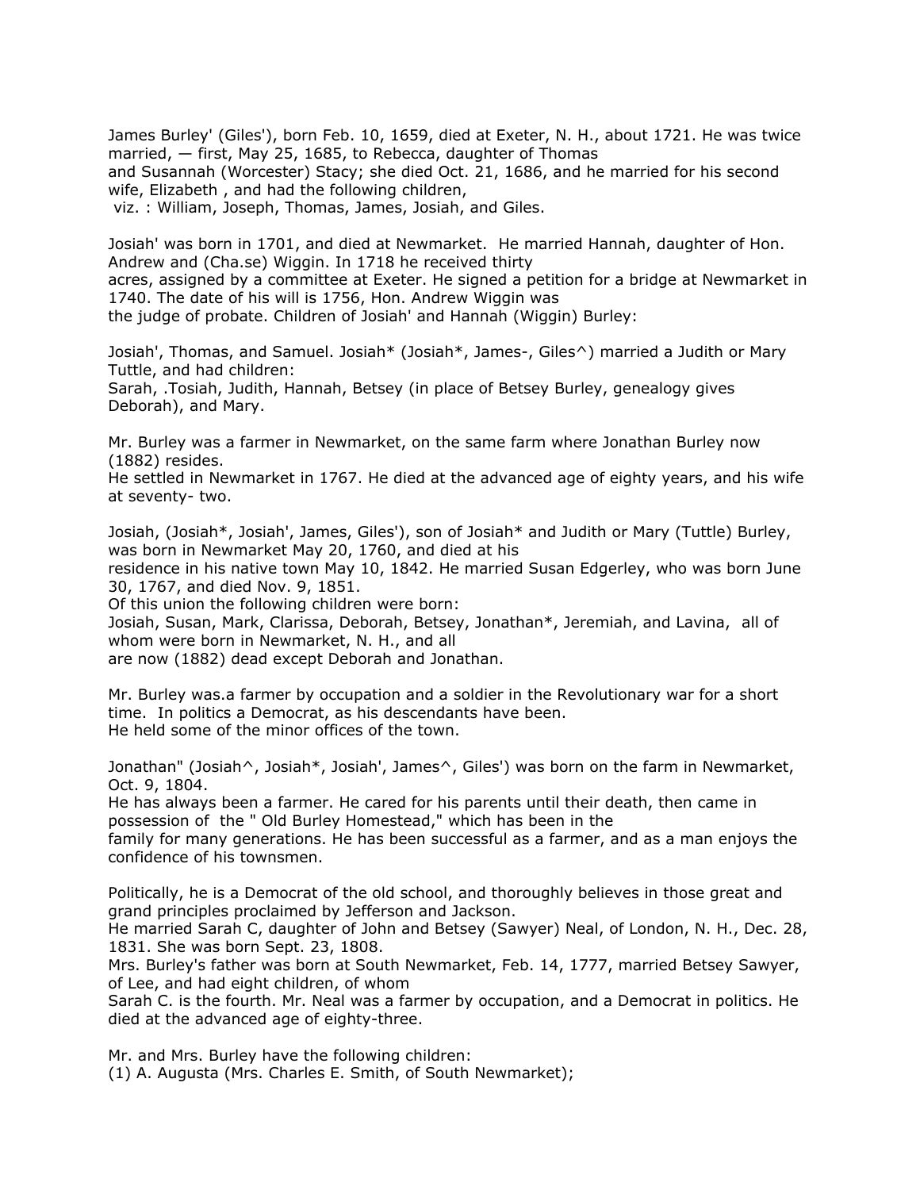James Burley' (Giles'), born Feb. 10, 1659, died at Exeter, N. H., about 1721. He was twice married, — first, May 25, 1685, to Rebecca, daughter of Thomas and Susannah (Worcester) Stacy; she died Oct. 21, 1686, and he married for his second wife, Elizabeth , and had the following children, viz. : William, Joseph, Thomas, James, Josiah, and Giles.

Josiah' was born in 1701, and died at Newmarket. He married Hannah, daughter of Hon. Andrew and (Cha.se) Wiggin. In 1718 he received thirty acres, assigned by a committee at Exeter. He signed a petition for a bridge at Newmarket in 1740. The date of his will is 1756, Hon. Andrew Wiggin was the judge of probate. Children of Josiah' and Hannah (Wiggin) Burley:

Josiah', Thomas, and Samuel. Josiah* (Josiah*, James-, Giles^) married a Judith or Mary Tuttle, and had children:
Sarah, .Tosiah, Judith, Hannah, Betsey (in place of Betsey Burley, genealogy gives Deborah), and Mary.

Mr. Burley was a farmer in Newmarket, on the same farm where Jonathan Burley now (1882) resides.
He settled in Newmarket in 1767. He died at the advanced age of eighty years, and his wife at seventy- two.

Josiah, (Josiah*, Josiah', James, Giles'), son of Josiah* and Judith or Mary (Tuttle) Burley, was born in Newmarket May 20, 1760, and died at his residence in his native town May 10, 1842. He married Susan Edgerley, who was born June 30, 1767, and died Nov. 9, 1851.
Of this union the following children were born:
Josiah, Susan, Mark, Clarissa, Deborah, Betsey, Jonathan*, Jeremiah, and Lavina, all of whom were born in Newmarket, N. H., and all are now (1882) dead except Deborah and Jonathan.

Mr. Burley was.a farmer by occupation and a soldier in the Revolutionary war for a short time. In politics a Democrat, as his descendants have been.
He held some of the minor offices of the town.

Jonathan" (Josiah^, Josiah*, Josiah', James^, Giles') was born on the farm in Newmarket, Oct. 9, 1804.
He has always been a farmer. He cared for his parents until their death, then came in possession of the " Old Burley Homestead," which has been in the family for many generations. He has been successful as a farmer, and as a man enjoys the confidence of his townsmen.

Politically, he is a Democrat of the old school, and thoroughly believes in those great and grand principles proclaimed by Jefferson and Jackson.
He married Sarah C, daughter of John and Betsey (Sawyer) Neal, of London, N. H., Dec. 28, 1831. She was born Sept. 23, 1808.
Mrs. Burley's father was born at South Newmarket, Feb. 14, 1777, married Betsey Sawyer, of Lee, and had eight children, of whom Sarah C. is the fourth. Mr. Neal was a farmer by occupation, and a Democrat in politics. He died at the advanced age of eighty-three.

Mr. and Mrs. Burley have the following children:
(1) A. Augusta (Mrs. Charles E. Smith, of South Newmarket);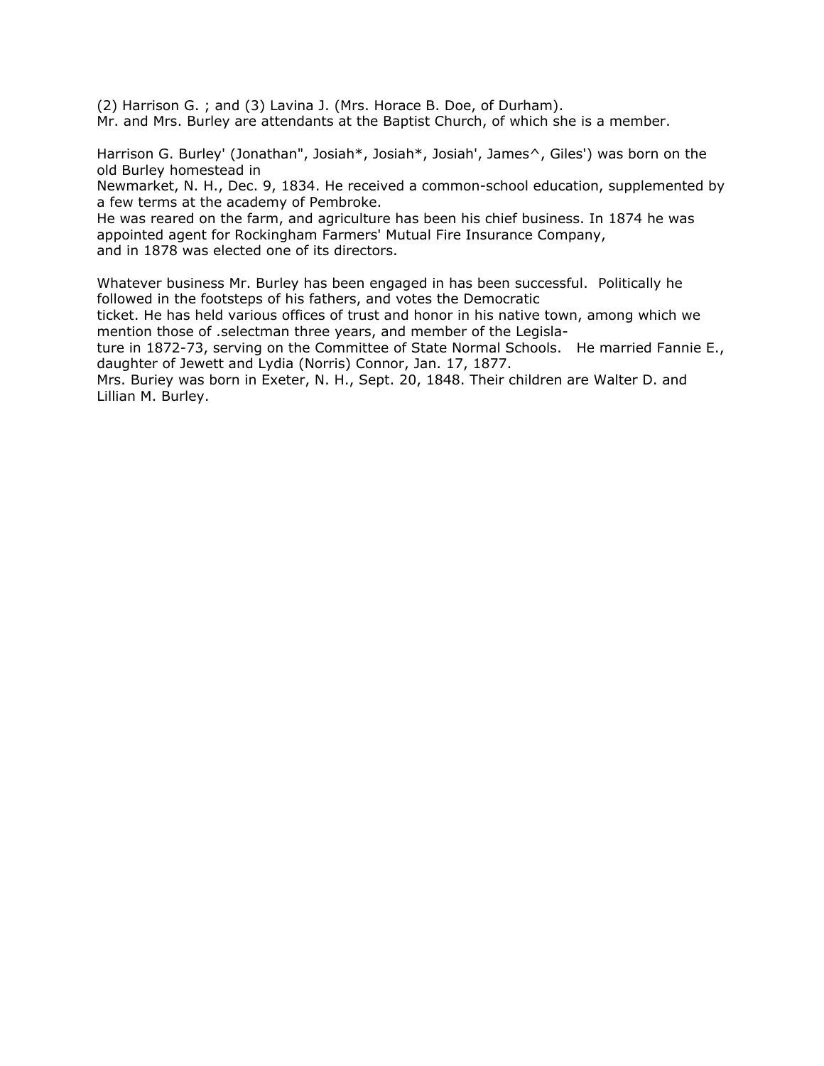(2) Harrison G. ; and (3) Lavina J. (Mrs. Horace B. Doe, of Durham).
Mr. and Mrs. Burley are attendants at the Baptist Church, of which she is a member.

Harrison G. Burley' (Jonathan", Josiah*, Josiah*, Josiah', James^, Giles') was born on the old Burley homestead in
Newmarket, N. H., Dec. 9, 1834. He received a common-school education, supplemented by a few terms at the academy of Pembroke.
He was reared on the farm, and agriculture has been his chief business. In 1874 he was appointed agent for Rockingham Farmers' Mutual Fire Insurance Company,
and in 1878 was elected one of its directors.

Whatever business Mr. Burley has been engaged in has been successful. Politically he followed in the footsteps of his fathers, and votes the Democratic
ticket. He has held various offices of trust and honor in his native town, among which we mention those of .selectman three years, and member of the Legisla-
ture in 1872-73, serving on the Committee of State Normal Schools. He married Fannie E., daughter of Jewett and Lydia (Norris) Connor, Jan. 17, 1877.
Mrs. Buriey was born in Exeter, N. H., Sept. 20, 1848. Their children are Walter D. and Lillian M. Burley.